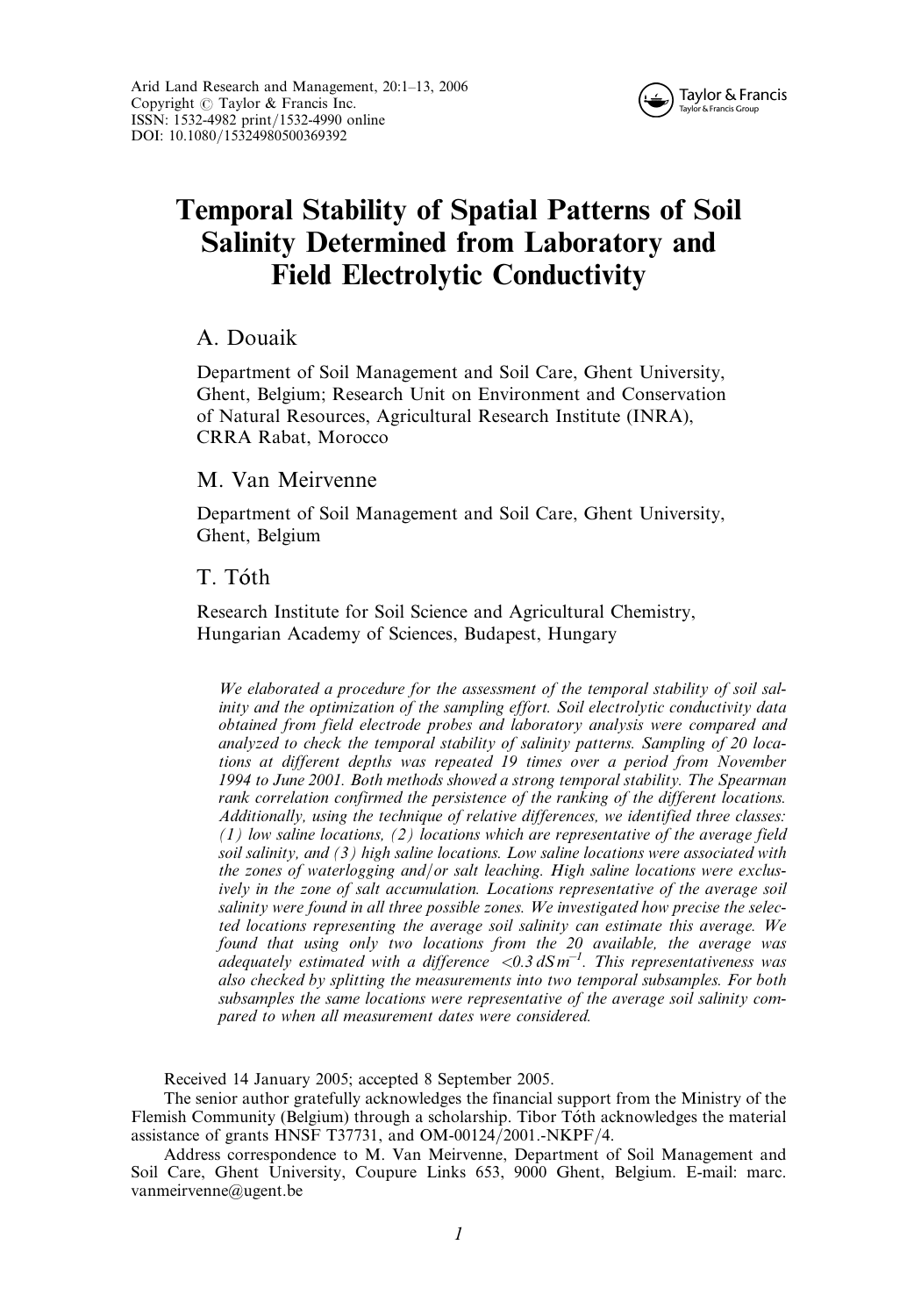# Temporal Stability of Spatial Patterns of Soil Salinity Determined from Laboratory and Field Electrolytic Conductivity

A. Douaik

Department of Soil Management and Soil Care, Ghent University, Ghent, Belgium; Research Unit on Environment and Conservation of Natural Resources, Agricultural Research Institute (INRA), CRRA Rabat, Morocco

M. Van Meirvenne

Department of Soil Management and Soil Care, Ghent University, Ghent, Belgium

T. Tóth

Research Institute for Soil Science and Agricultural Chemistry, Hungarian Academy of Sciences, Budapest, Hungary

*We elaborated a procedure for the assessment of the temporal stability of soil salinity and the optimization of the sampling effort. Soil electrolytic conductivity data obtained from field electrode probes and laboratory analysis were compared and analyzed to check the temporal stability of salinity patterns. Sampling of 20 locations at different depths was repeated 19 times over a period from November 1994 to June 2001. Both methods showed a strong temporal stability. The Spearman rank correlation confirmed the persistence of the ranking of the different locations. Additionally, using the technique of relative differences, we identified three classes: (1) low saline locations, (2) locations which are representative of the average field soil salinity, and (3) high saline locations. Low saline locations were associated with the zones of waterlogging and/or salt leaching. High saline locations were exclusively in the zone of salt accumulation. Locations representative of the average soil salinity were found in all three possible zones. We investigated how precise the selected locations representing the average soil salinity can estimate this average. We found that using only two locations from the 20 available, the average was adequately estimated with a difference $<0.3\ dS\,m^{-1}$. This representativeness was also checked by splitting the measurements into two temporal subsamples. For both subsamples the same locations were representative of the average soil salinity compared to when all measurement dates were considered.*

Received 14 January 2005; accepted 8 September 2005.

The senior author gratefully acknowledges the financial support from the Ministry of the Flemish Community (Belgium) through a scholarship. Tibor Tóth acknowledges the material assistance of grants HNSF T37731, and OM-00124/2001.-NKPF/4.

Address correspondence to M. Van Meirvenne, Department of Soil Management and Soil Care, Ghent University, Coupure Links 653, 9000 Ghent, Belgium. E-mail: marc.vanmeirvenne@ugent.be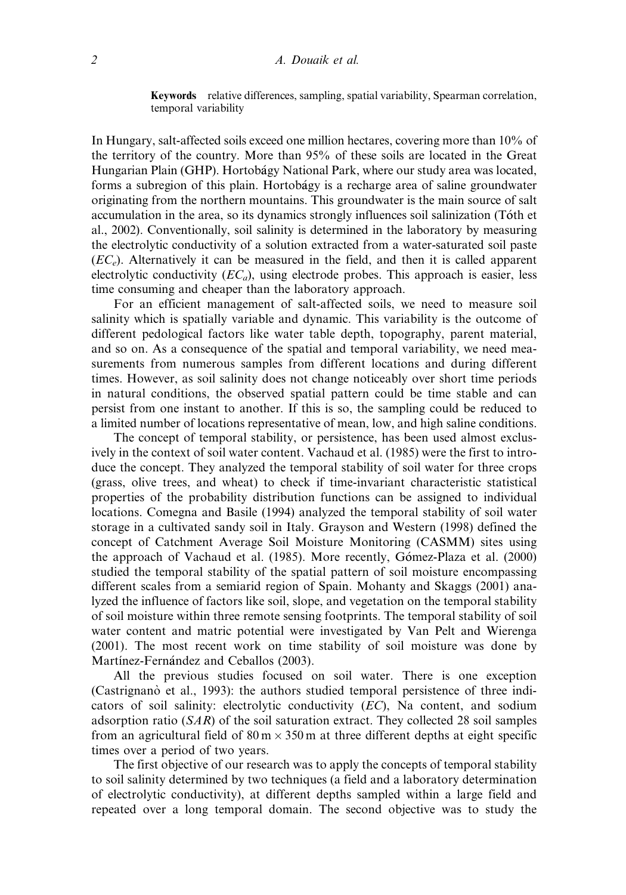**Keywords** relative differences, sampling, spatial variability, Spearman correlation, temporal variability

In Hungary, salt-affected soils exceed one million hectares, covering more than 10% of the territory of the country. More than 95% of these soils are located in the Great Hungarian Plain (GHP). Hortobágy National Park, where our study area was located, forms a subregion of this plain. Hortobágy is a recharge area of saline groundwater originating from the northern mountains. This groundwater is the main source of salt accumulation in the area, so its dynamics strongly influences soil salinization (Tóth et al., 2002). Conventionally, soil salinity is determined in the laboratory by measuring the electrolytic conductivity of a solution extracted from a water-saturated soil paste ($EC_e$). Alternatively it can be measured in the field, and then it is called apparent electrolytic conductivity ($EC_a$), using electrode probes. This approach is easier, less time consuming and cheaper than the laboratory approach.

For an efficient management of salt-affected soils, we need to measure soil salinity which is spatially variable and dynamic. This variability is the outcome of different pedological factors like water table depth, topography, parent material, and so on. As a consequence of the spatial and temporal variability, we need measurements from numerous samples from different locations and during different times. However, as soil salinity does not change noticeably over short time periods in natural conditions, the observed spatial pattern could be time stable and can persist from one instant to another. If this is so, the sampling could be reduced to a limited number of locations representative of mean, low, and high saline conditions.

The concept of temporal stability, or persistence, has been used almost exclusively in the context of soil water content. Vachaud et al. (1985) were the first to introduce the concept. They analyzed the temporal stability of soil water for three crops (grass, olive trees, and wheat) to check if time-invariant characteristic statistical properties of the probability distribution functions can be assigned to individual locations. Comegna and Basile (1994) analyzed the temporal stability of soil water storage in a cultivated sandy soil in Italy. Grayson and Western (1998) defined the concept of Catchment Average Soil Moisture Monitoring (CASMM) sites using the approach of Vachaud et al. (1985). More recently, Gómez-Plaza et al. (2000) studied the temporal stability of the spatial pattern of soil moisture encompassing different scales from a semiarid region of Spain. Mohanty and Skaggs (2001) analyzed the influence of factors like soil, slope, and vegetation on the temporal stability of soil moisture within three remote sensing footprints. The temporal stability of soil water content and matric potential were investigated by Van Pelt and Wierenga (2001). The most recent work on time stability of soil moisture was done by Martínez-Fernández and Ceballos (2003).

All the previous studies focused on soil water. There is one exception (Castrignanò et al., 1993): the authors studied temporal persistence of three indicators of soil salinity: electrolytic conductivity ($EC$), Na content, and sodium adsorption ratio ($SAR$) of the soil saturation extract. They collected 28 soil samples from an agricultural field of $80\,\text{m} \times 350\,\text{m}$ at three different depths at eight specific times over a period of two years.

The first objective of our research was to apply the concepts of temporal stability to soil salinity determined by two techniques (a field and a laboratory determination of electrolytic conductivity), at different depths sampled within a large field and repeated over a long temporal domain. The second objective was to study the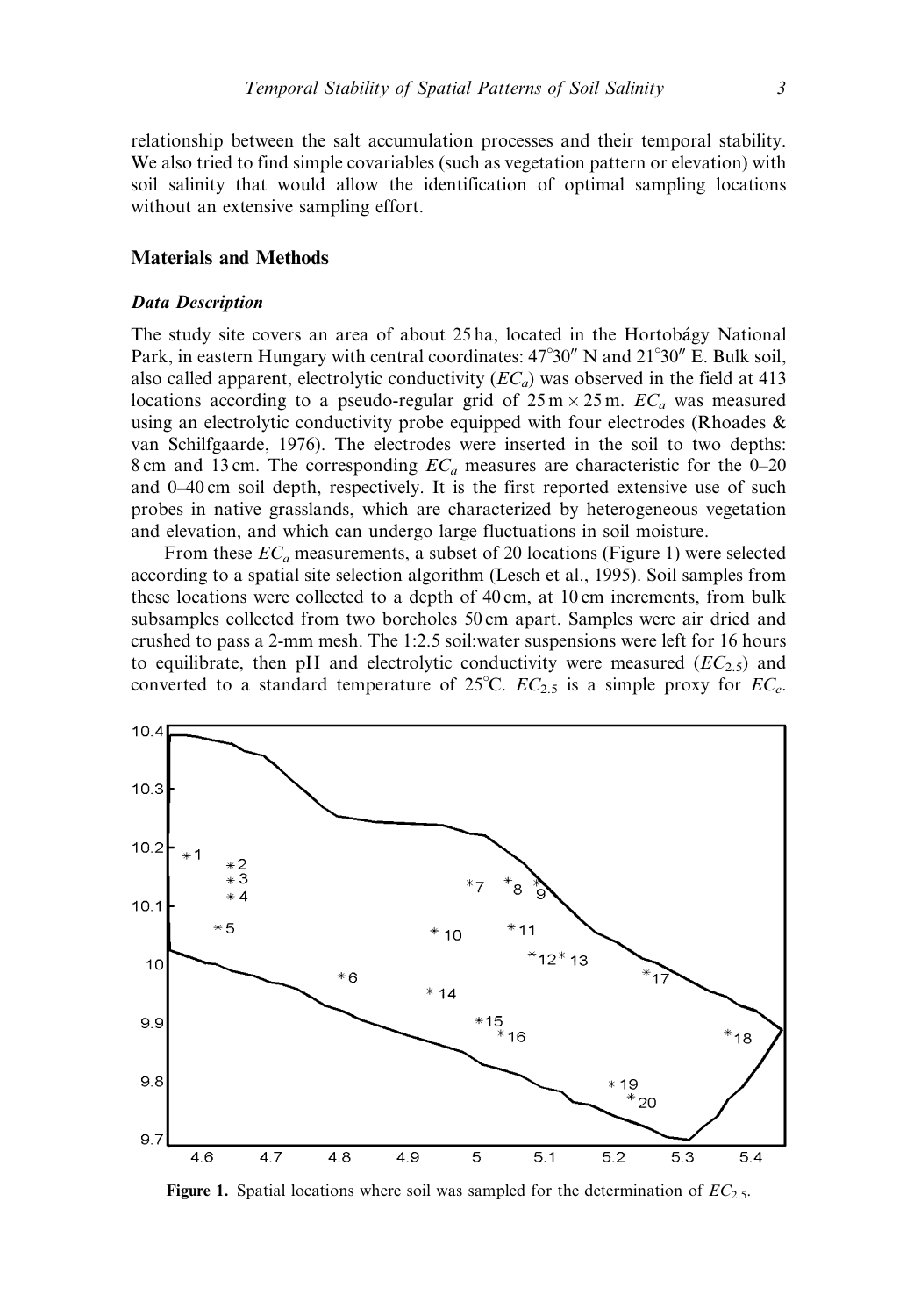relationship between the salt accumulation processes and their temporal stability. We also tried to find simple covariables (such as vegetation pattern or elevation) with soil salinity that would allow the identification of optimal sampling locations without an extensive sampling effort.

## Materials and Methods

### Data Description

The study site covers an area of about 25 ha, located in the Hortobágy National Park, in eastern Hungary with central coordinates: 47°30″ N and 21°30″ E. Bulk soil, also called apparent, electrolytic conductivity ($EC_a$) was observed in the field at 413 locations according to a pseudo-regular grid of 25 m × 25 m. $EC_a$ was measured using an electrolytic conductivity probe equipped with four electrodes (Rhoades & van Schilfgaarde, 1976). The electrodes were inserted in the soil to two depths: 8 cm and 13 cm. The corresponding $EC_a$ measures are characteristic for the 0–20 and 0–40 cm soil depth, respectively. It is the first reported extensive use of such probes in native grasslands, which are characterized by heterogeneous vegetation and elevation, and which can undergo large fluctuations in soil moisture.

From these $EC_a$ measurements, a subset of 20 locations (Figure 1) were selected according to a spatial site selection algorithm (Lesch et al., 1995). Soil samples from these locations were collected to a depth of 40 cm, at 10 cm increments, from bulk subsamples collected from two boreholes 50 cm apart. Samples were air dried and crushed to pass a 2-mm mesh. The 1:2.5 soil:water suspensions were left for 16 hours to equilibrate, then pH and electrolytic conductivity were measured ($EC_{2.5}$) and converted to a standard temperature of 25°C. $EC_{2.5}$ is a simple proxy for $EC_e$.

**Figure 1.** Spatial locations where soil was sampled for the determination of $EC_{2.5}$.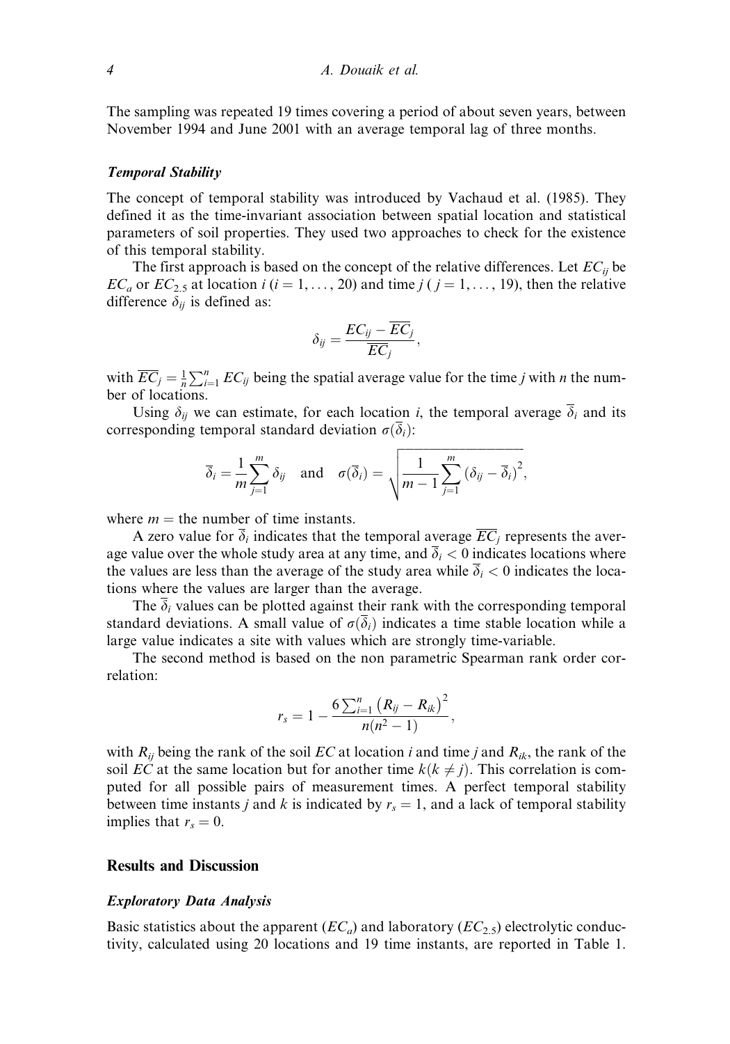The sampling was repeated 19 times covering a period of about seven years, between November 1994 and June 2001 with an average temporal lag of three months.

### *Temporal Stability*

The concept of temporal stability was introduced by Vachaud et al. (1985). They defined it as the time-invariant association between spatial location and statistical parameters of soil properties. They used two approaches to check for the existence of this temporal stability.

The first approach is based on the concept of the relative differences. Let $EC_{ij}$ be $EC_a$ or $EC_{2.5}$ at location $i$ ($i = 1, \ldots, 20$) and time $j$ ($j = 1, \ldots, 19$), then the relative difference $\delta_{ij}$ is defined as:

$$\delta_{ij} = \frac{EC_{ij} - \overline{EC}_j}{\overline{EC}_j},$$

with $\overline{EC}_j = \frac{1}{n}\sum_{i=1}^{n} EC_{ij}$ being the spatial average value for the time $j$ with $n$ the number of locations.

Using $\delta_{ij}$ we can estimate, for each location $i$, the temporal average $\overline{\delta}_i$ and its corresponding temporal standard deviation $\sigma(\overline{\delta}_i)$:

$$\overline{\delta}_i = \frac{1}{m}\sum_{j=1}^{m} \delta_{ij} \quad \text{and} \quad \sigma(\overline{\delta}_i) = \sqrt{\frac{1}{m-1}\sum_{j=1}^{m}\left(\delta_{ij} - \overline{\delta}_i\right)^2},$$

where $m$ = the number of time instants.

A zero value for $\overline{\delta}_i$ indicates that the temporal average $\overline{EC}_j$ represents the average value over the whole study area at any time, and $\overline{\delta}_i < 0$ indicates locations where the values are less than the average of the study area while $\overline{\delta}_i < 0$ indicates the locations where the values are larger than the average.

The $\overline{\delta}_i$ values can be plotted against their rank with the corresponding temporal standard deviations. A small value of $\sigma(\overline{\delta}_i)$ indicates a time stable location while a large value indicates a site with values which are strongly time-variable.

The second method is based on the non parametric Spearman rank order correlation:

$$r_s = 1 - \frac{6\sum_{i=1}^{n}\left(R_{ij} - R_{ik}\right)^2}{n(n^2 - 1)},$$

with $R_{ij}$ being the rank of the soil $EC$ at location $i$ and time $j$ and $R_{ik}$, the rank of the soil $EC$ at the same location but for another time $k (k \neq j)$. This correlation is computed for all possible pairs of measurement times. A perfect temporal stability between time instants $j$ and $k$ is indicated by $r_s = 1$, and a lack of temporal stability implies that $r_s = 0$.

## Results and Discussion

### *Exploratory Data Analysis*

Basic statistics about the apparent ($EC_a$) and laboratory ($EC_{2.5}$) electrolytic conductivity, calculated using 20 locations and 19 time instants, are reported in Table 1.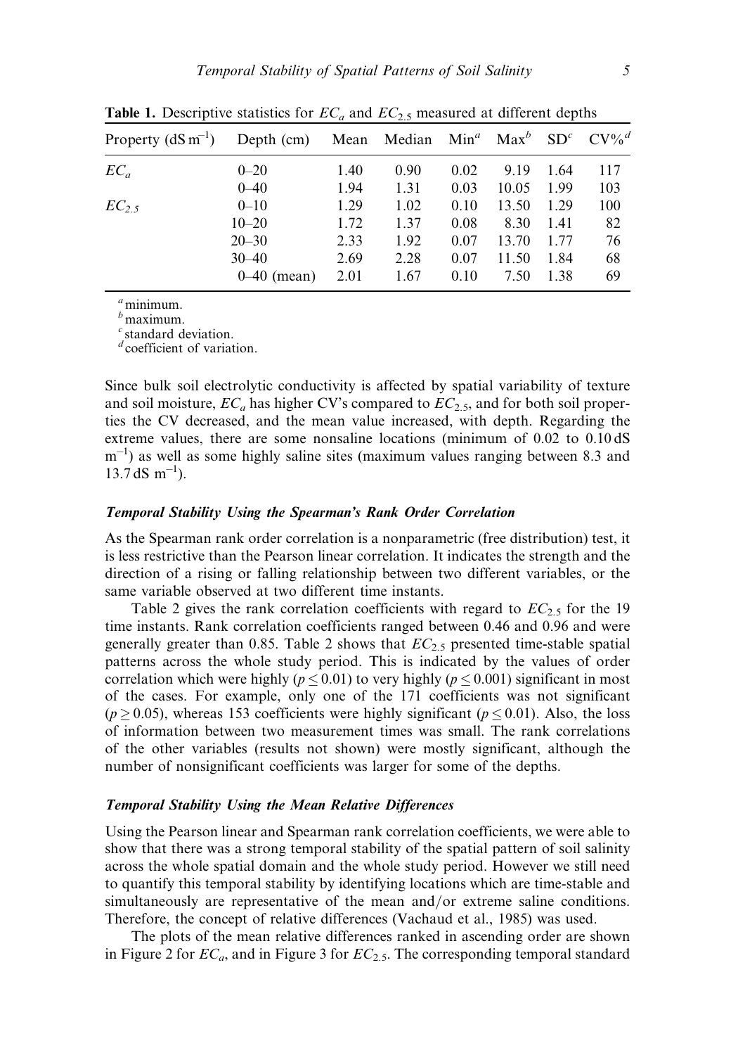**Table 1.** Descriptive statistics for $EC_a$ and $EC_{2.5}$ measured at different depths

| Property ($dS\,m^{-1}$) | Depth (cm) | Mean | Median | Min[a] | Max[b] | SD[c] | CV%[d] |
|---|---|---|---|---|---|---|---|
| $EC_a$ | 0–20 | 1.40 | 0.90 | 0.02 | 9.19 | 1.64 | 117 |
| | 0–40 | 1.94 | 1.31 | 0.03 | 10.05 | 1.99 | 103 |
| $EC_{2.5}$ | 0–10 | 1.29 | 1.02 | 0.10 | 13.50 | 1.29 | 100 |
| | 10–20 | 1.72 | 1.37 | 0.08 | 8.30 | 1.41 | 82 |
| | 20–30 | 2.33 | 1.92 | 0.07 | 13.70 | 1.77 | 76 |
| | 30–40 | 2.69 | 2.28 | 0.07 | 11.50 | 1.84 | 68 |
| | 0–40 (mean) | 2.01 | 1.67 | 0.10 | 7.50 | 1.38 | 69 |

[a] minimum.
[b] maximum.
[c] standard deviation.
[d] coefficient of variation.

Since bulk soil electrolytic conductivity is affected by spatial variability of texture and soil moisture, $EC_a$ has higher CV's compared to $EC_{2.5}$, and for both soil properties the CV decreased, and the mean value increased, with depth. Regarding the extreme values, there are some nonsaline locations (minimum of 0.02 to 0.10 dS $m^{-1}$) as well as some highly saline sites (maximum values ranging between 8.3 and 13.7 dS $m^{-1}$).

### *Temporal Stability Using the Spearman's Rank Order Correlation*

As the Spearman rank order correlation is a nonparametric (free distribution) test, it is less restrictive than the Pearson linear correlation. It indicates the strength and the direction of a rising or falling relationship between two different variables, or the same variable observed at two different time instants.

Table 2 gives the rank correlation coefficients with regard to $EC_{2.5}$ for the 19 time instants. Rank correlation coefficients ranged between 0.46 and 0.96 and were generally greater than 0.85. Table 2 shows that $EC_{2.5}$ presented time-stable spatial patterns across the whole study period. This is indicated by the values of order correlation which were highly ($p \leq 0.01$) to very highly ($p \leq 0.001$) significant in most of the cases. For example, only one of the 171 coefficients was not significant ($p \geq 0.05$), whereas 153 coefficients were highly significant ($p \leq 0.01$). Also, the loss of information between two measurement times was small. The rank correlations of the other variables (results not shown) were mostly significant, although the number of nonsignificant coefficients was larger for some of the depths.

### *Temporal Stability Using the Mean Relative Differences*

Using the Pearson linear and Spearman rank correlation coefficients, we were able to show that there was a strong temporal stability of the spatial pattern of soil salinity across the whole spatial domain and the whole study period. However we still need to quantify this temporal stability by identifying locations which are time-stable and simultaneously are representative of the mean and/or extreme saline conditions. Therefore, the concept of relative differences (Vachaud et al., 1985) was used.

The plots of the mean relative differences ranked in ascending order are shown in Figure 2 for $EC_a$, and in Figure 3 for $EC_{2.5}$. The corresponding temporal standard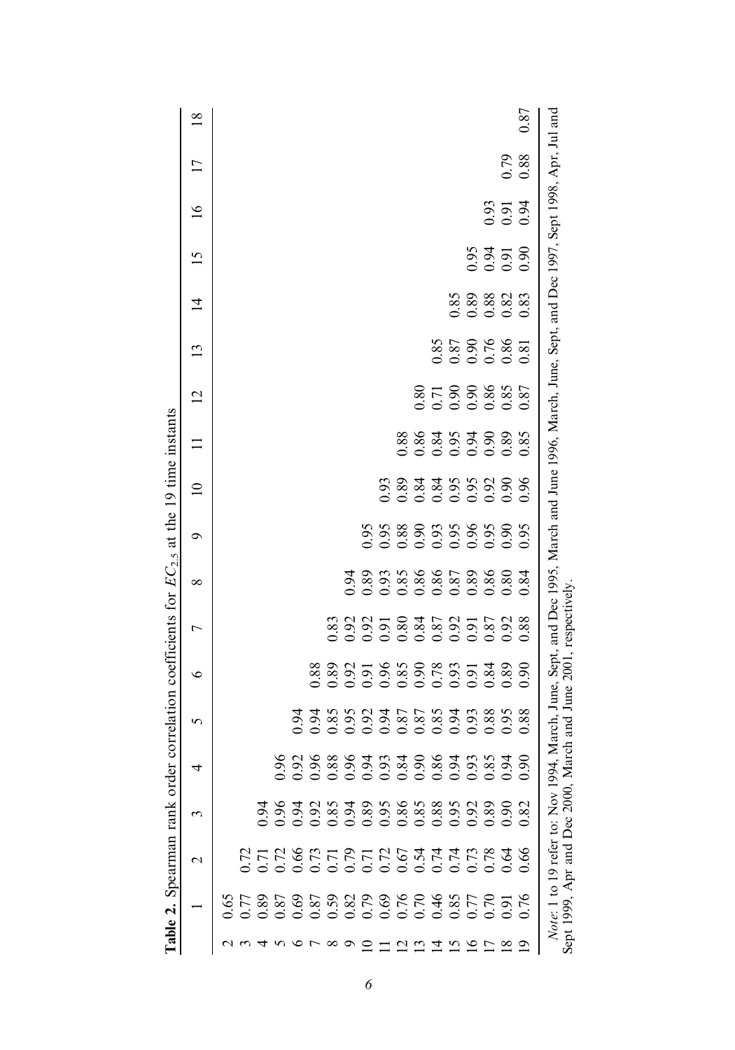**Table 2.** Spearman rank order correlation coefficients for $EC_{2.5}$ at the 19 time instants

| | 1 | 2 | 3 | 4 | 5 | 6 | 7 | 8 | 9 | 10 | 11 | 12 | 13 | 14 | 15 | 16 | 17 | 18 |
|---|---|---|---|---|---|---|---|---|---|---|---|---|---|---|---|---|---|---|
| 2 | 0.65 | | | | | | | | | | | | | | | | | |
| 3 | 0.77 | 0.72 | | | | | | | | | | | | | | | | |
| 4 | 0.89 | 0.71 | 0.94 | | | | | | | | | | | | | | | |
| 5 | 0.87 | 0.72 | 0.96 | 0.96 | | | | | | | | | | | | | | |
| 6 | 0.69 | 0.66 | 0.94 | 0.92 | 0.94 | | | | | | | | | | | | | |
| 7 | 0.87 | 0.73 | 0.92 | 0.96 | 0.94 | 0.88 | | | | | | | | | | | | |
| 8 | 0.59 | 0.71 | 0.85 | 0.88 | 0.85 | 0.89 | 0.83 | | | | | | | | | | | |
| 9 | 0.82 | 0.79 | 0.94 | 0.96 | 0.95 | 0.92 | 0.92 | 0.94 | | | | | | | | | | |
| 10 | 0.79 | 0.71 | 0.89 | 0.94 | 0.92 | 0.91 | 0.92 | 0.89 | 0.95 | | | | | | | | | |
| 11 | 0.69 | 0.72 | 0.95 | 0.93 | 0.94 | 0.96 | 0.91 | 0.93 | 0.95 | 0.93 | | | | | | | | |
| 12 | 0.76 | 0.67 | 0.86 | 0.84 | 0.87 | 0.85 | 0.80 | 0.85 | 0.88 | 0.89 | 0.88 | | | | | | | |
| 13 | 0.70 | 0.54 | 0.85 | 0.90 | 0.87 | 0.90 | 0.84 | 0.86 | 0.90 | 0.84 | 0.86 | 0.80 | | | | | | |
| 14 | 0.46 | 0.74 | 0.88 | 0.86 | 0.85 | 0.78 | 0.87 | 0.86 | 0.93 | 0.84 | 0.84 | 0.71 | 0.85 | | | | | |
| 15 | 0.85 | 0.74 | 0.95 | 0.94 | 0.94 | 0.93 | 0.92 | 0.87 | 0.95 | 0.95 | 0.95 | 0.90 | 0.87 | 0.85 | | | | |
| 16 | 0.77 | 0.73 | 0.92 | 0.93 | 0.93 | 0.91 | 0.91 | 0.89 | 0.96 | 0.95 | 0.94 | 0.90 | 0.90 | 0.89 | 0.95 | | | |
| 17 | 0.70 | 0.78 | 0.89 | 0.85 | 0.88 | 0.84 | 0.87 | 0.86 | 0.95 | 0.92 | 0.90 | 0.86 | 0.76 | 0.88 | 0.94 | 0.93 | | |
| 18 | 0.91 | 0.64 | 0.90 | 0.94 | 0.95 | 0.89 | 0.92 | 0.80 | 0.90 | 0.90 | 0.89 | 0.85 | 0.86 | 0.82 | 0.91 | 0.91 | 0.79 | |
| 19 | 0.76 | 0.66 | 0.82 | 0.90 | 0.88 | 0.90 | 0.88 | 0.84 | 0.95 | 0.96 | 0.85 | 0.87 | 0.81 | 0.83 | 0.90 | 0.94 | 0.88 | 0.87 |

*Note*: 1 to 19 refer to: Nov 1994, March, June, Sept, and Dec 1995, March and June 1996, March, June, Sept, and Dec 1997, Sept 1998, Apr, Jul and Sept 1999, Apr and Dec 2000, March and June 2001, respectively.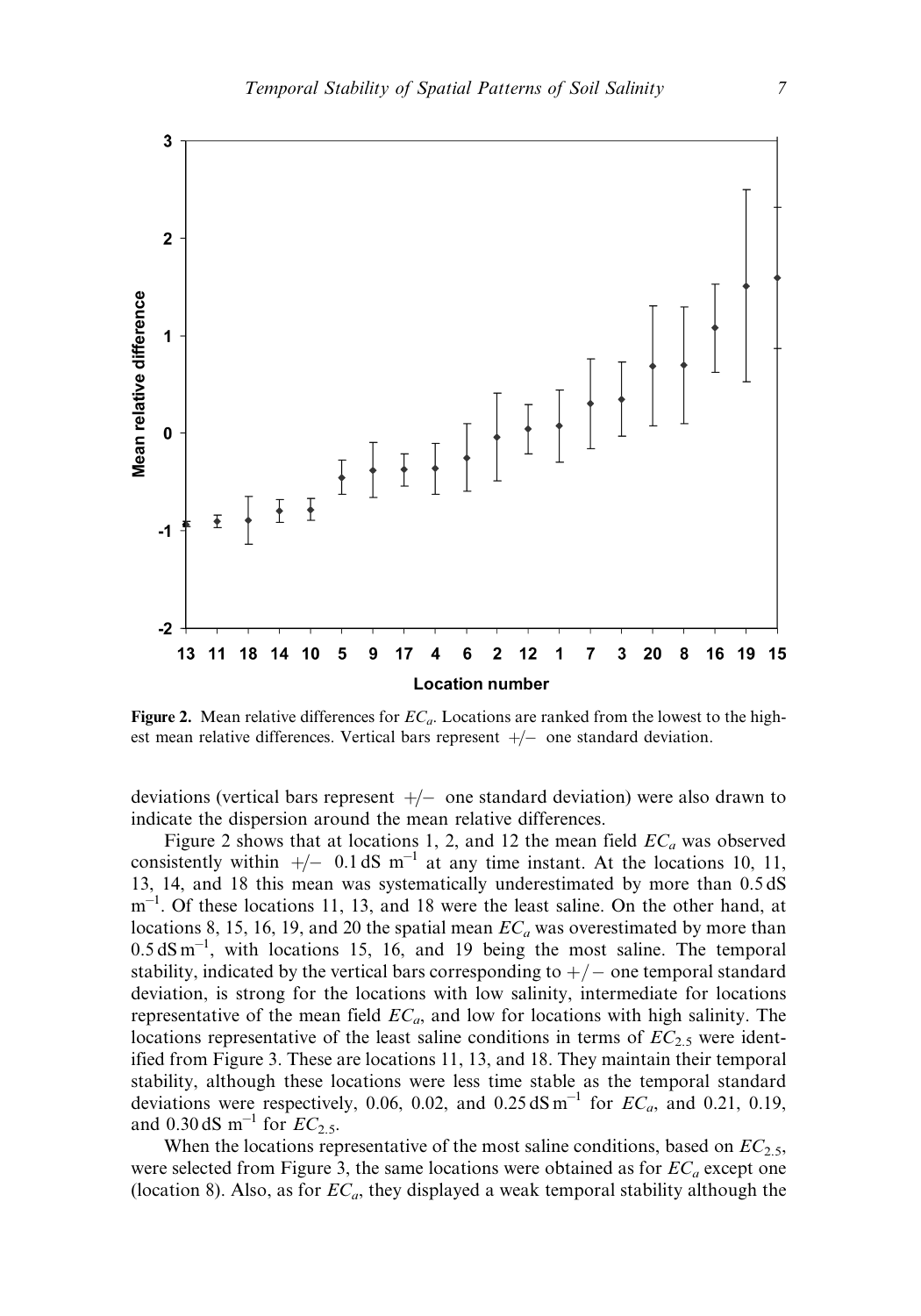**Figure 2.** Mean relative differences for $EC_a$. Locations are ranked from the lowest to the highest mean relative differences. Vertical bars represent +/− one standard deviation.

deviations (vertical bars represent +/− one standard deviation) were also drawn to indicate the dispersion around the mean relative differences.

Figure 2 shows that at locations 1, 2, and 12 the mean field $EC_a$ was observed consistently within +/− 0.1 dS m$^{-1}$ at any time instant. At the locations 10, 11, 13, 14, and 18 this mean was systematically underestimated by more than 0.5 dS m$^{-1}$. Of these locations 11, 13, and 18 were the least saline. On the other hand, at locations 8, 15, 16, 19, and 20 the spatial mean $EC_a$ was overestimated by more than 0.5 dS m$^{-1}$, with locations 15, 16, and 19 being the most saline. The temporal stability, indicated by the vertical bars corresponding to +/− one temporal standard deviation, is strong for the locations with low salinity, intermediate for locations representative of the mean field $EC_a$, and low for locations with high salinity. The locations representative of the least saline conditions in terms of $EC_{2.5}$ were identified from Figure 3. These are locations 11, 13, and 18. They maintain their temporal stability, although these locations were less time stable as the temporal standard deviations were respectively, 0.06, 0.02, and 0.25 dS m$^{-1}$ for $EC_a$, and 0.21, 0.19, and 0.30 dS m$^{-1}$ for $EC_{2.5}$.

When the locations representative of the most saline conditions, based on $EC_{2.5}$, were selected from Figure 3, the same locations were obtained as for $EC_a$ except one (location 8). Also, as for $EC_a$, they displayed a weak temporal stability although the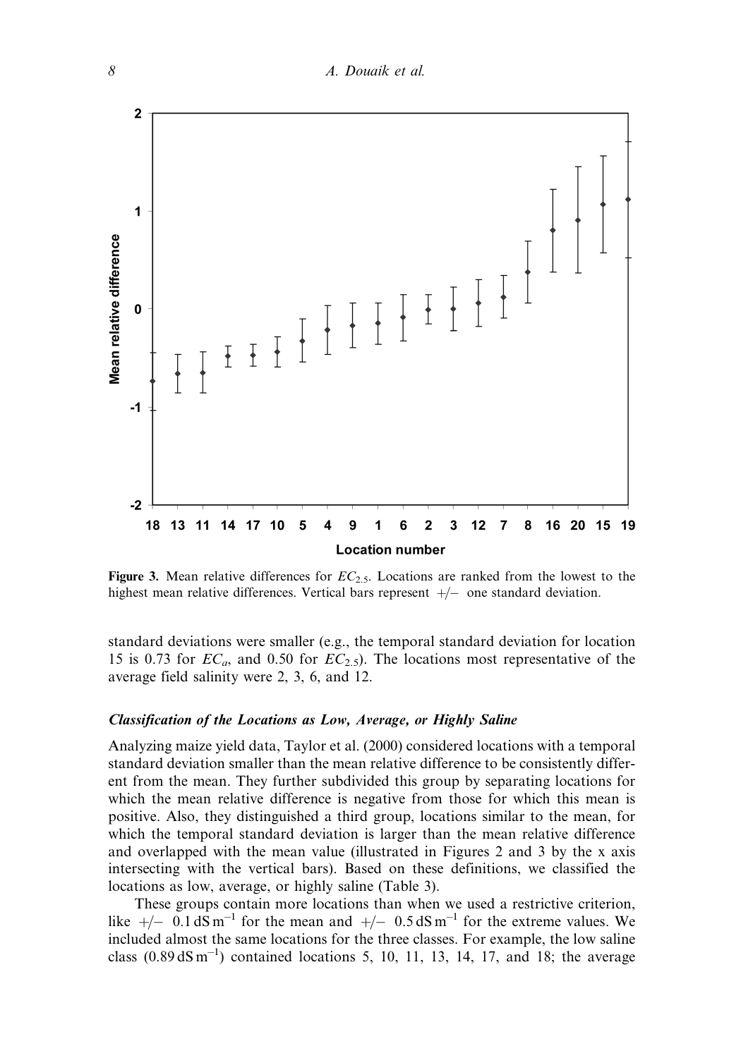**Figure 3.** Mean relative differences for $EC_{2.5}$. Locations are ranked from the lowest to the highest mean relative differences. Vertical bars represent +/− one standard deviation.

standard deviations were smaller (e.g., the temporal standard deviation for location 15 is 0.73 for $EC_a$, and 0.50 for $EC_{2.5}$). The locations most representative of the average field salinity were 2, 3, 6, and 12.

### *Classification of the Locations as Low, Average, or Highly Saline*

Analyzing maize yield data, Taylor et al. (2000) considered locations with a temporal standard deviation smaller than the mean relative difference to be consistently different from the mean. They further subdivided this group by separating locations for which the mean relative difference is negative from those for which this mean is positive. Also, they distinguished a third group, locations similar to the mean, for which the temporal standard deviation is larger than the mean relative difference and overlapped with the mean value (illustrated in Figures 2 and 3 by the x axis intersecting with the vertical bars). Based on these definitions, we classified the locations as low, average, or highly saline (Table 3).

These groups contain more locations than when we used a restrictive criterion, like +/− 0.1 $dS\,m^{-1}$ for the mean and +/− 0.5 $dS\,m^{-1}$ for the extreme values. We included almost the same locations for the three classes. For example, the low saline class (0.89 $dS\,m^{-1}$) contained locations 5, 10, 11, 13, 14, 17, and 18; the average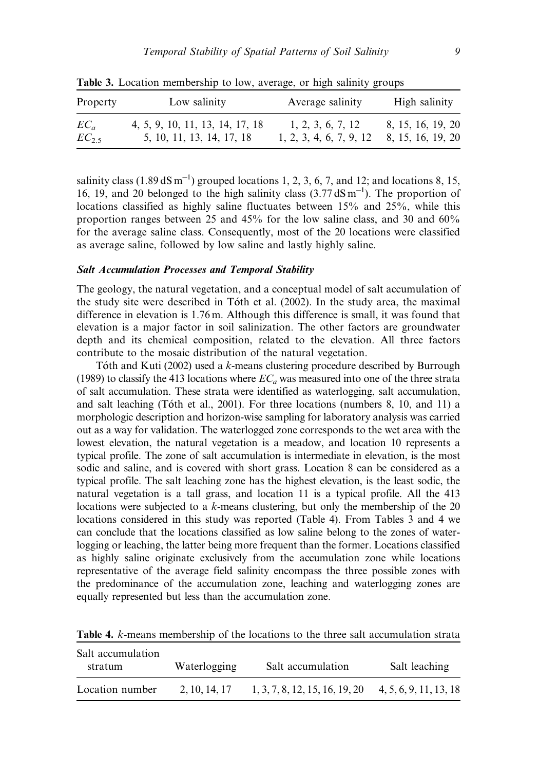**Table 3.** Location membership to low, average, or high salinity groups

| Property | Low salinity | Average salinity | High salinity |
|---|---|---|---|
| $EC_a$ | 4, 5, 9, 10, 11, 13, 14, 17, 18 | 1, 2, 3, 6, 7, 12 | 8, 15, 16, 19, 20 |
| $EC_{2.5}$ | 5, 10, 11, 13, 14, 17, 18 | 1, 2, 3, 4, 6, 7, 9, 12 | 8, 15, 16, 19, 20 |

salinity class (1.89 dS m$^{-1}$) grouped locations 1, 2, 3, 6, 7, and 12; and locations 8, 15, 16, 19, and 20 belonged to the high salinity class (3.77 dS m$^{-1}$). The proportion of locations classified as highly saline fluctuates between 15% and 25%, while this proportion ranges between 25 and 45% for the low saline class, and 30 and 60% for the average saline class. Consequently, most of the 20 locations were classified as average saline, followed by low saline and lastly highly saline.

### *Salt Accumulation Processes and Temporal Stability*

The geology, the natural vegetation, and a conceptual model of salt accumulation of the study site were described in Tóth et al. (2002). In the study area, the maximal difference in elevation is 1.76 m. Although this difference is small, it was found that elevation is a major factor in soil salinization. The other factors are groundwater depth and its chemical composition, related to the elevation. All three factors contribute to the mosaic distribution of the natural vegetation.

Tóth and Kuti (2002) used a *k*-means clustering procedure described by Burrough (1989) to classify the 413 locations where $EC_a$ was measured into one of the three strata of salt accumulation. These strata were identified as waterlogging, salt accumulation, and salt leaching (Tóth et al., 2001). For three locations (numbers 8, 10, and 11) a morphologic description and horizon-wise sampling for laboratory analysis was carried out as a way for validation. The waterlogged zone corresponds to the wet area with the lowest elevation, the natural vegetation is a meadow, and location 10 represents a typical profile. The zone of salt accumulation is intermediate in elevation, is the most sodic and saline, and is covered with short grass. Location 8 can be considered as a typical profile. The salt leaching zone has the highest elevation, is the least sodic, the natural vegetation is a tall grass, and location 11 is a typical profile. All the 413 locations were subjected to a *k*-means clustering, but only the membership of the 20 locations considered in this study was reported (Table 4). From Tables 3 and 4 we can conclude that the locations classified as low saline belong to the zones of waterlogging or leaching, the latter being more frequent than the former. Locations classified as highly saline originate exclusively from the accumulation zone while locations representative of the average field salinity encompass the three possible zones with the predominance of the accumulation zone, leaching and waterlogging zones are equally represented but less than the accumulation zone.

**Table 4.** *k*-means membership of the locations to the three salt accumulation strata

| Salt accumulation stratum | Waterlogging | Salt accumulation | Salt leaching |
|---|---|---|---|
| Location number | 2, 10, 14, 17 | 1, 3, 7, 8, 12, 15, 16, 19, 20 | 4, 5, 6, 9, 11, 13, 18 |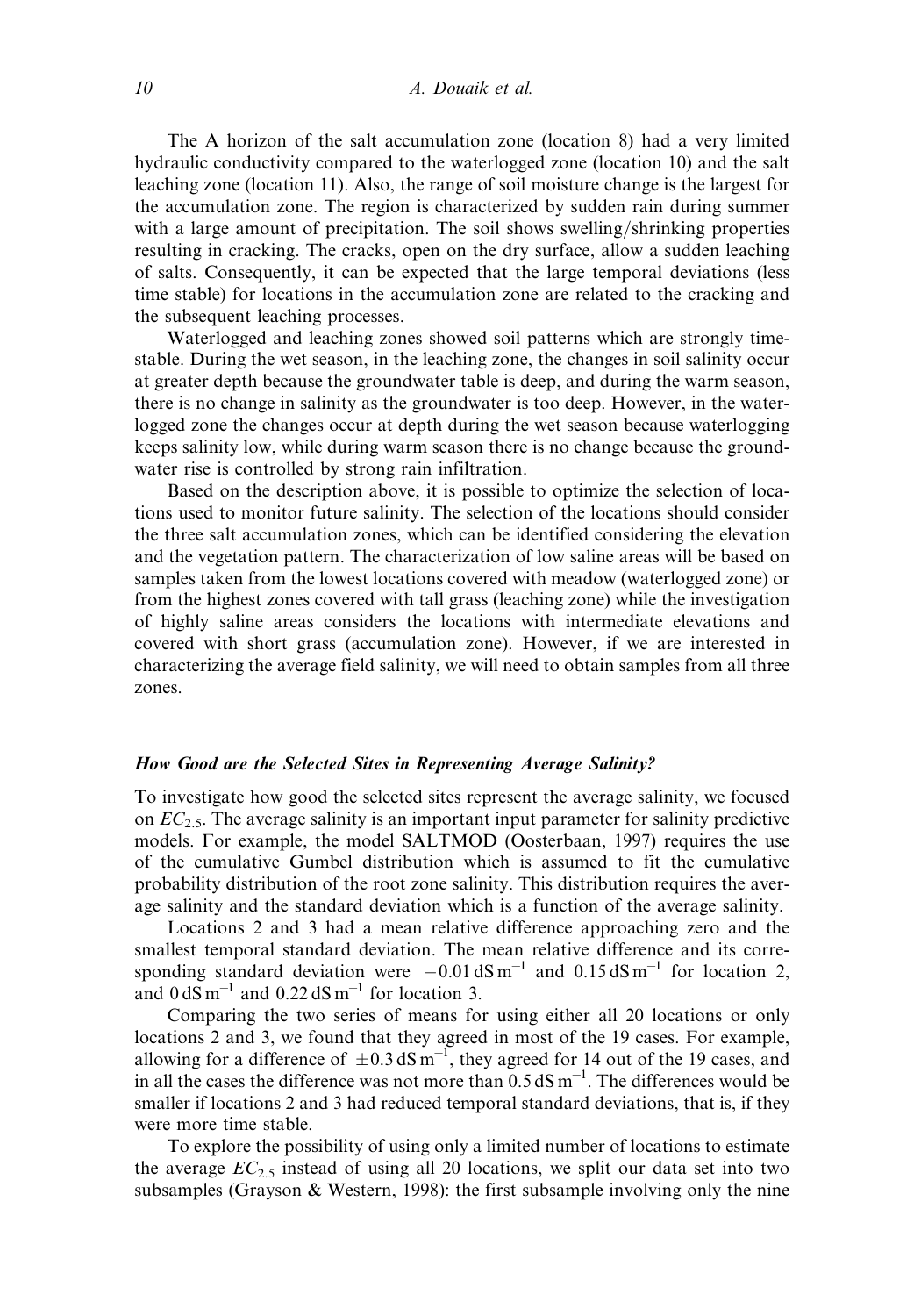The A horizon of the salt accumulation zone (location 8) had a very limited hydraulic conductivity compared to the waterlogged zone (location 10) and the salt leaching zone (location 11). Also, the range of soil moisture change is the largest for the accumulation zone. The region is characterized by sudden rain during summer with a large amount of precipitation. The soil shows swelling/shrinking properties resulting in cracking. The cracks, open on the dry surface, allow a sudden leaching of salts. Consequently, it can be expected that the large temporal deviations (less time stable) for locations in the accumulation zone are related to the cracking and the subsequent leaching processes.

Waterlogged and leaching zones showed soil patterns which are strongly time-stable. During the wet season, in the leaching zone, the changes in soil salinity occur at greater depth because the groundwater table is deep, and during the warm season, there is no change in salinity as the groundwater is too deep. However, in the waterlogged zone the changes occur at depth during the wet season because waterlogging keeps salinity low, while during warm season there is no change because the groundwater rise is controlled by strong rain infiltration.

Based on the description above, it is possible to optimize the selection of locations used to monitor future salinity. The selection of the locations should consider the three salt accumulation zones, which can be identified considering the elevation and the vegetation pattern. The characterization of low saline areas will be based on samples taken from the lowest locations covered with meadow (waterlogged zone) or from the highest zones covered with tall grass (leaching zone) while the investigation of highly saline areas considers the locations with intermediate elevations and covered with short grass (accumulation zone). However, if we are interested in characterizing the average field salinity, we will need to obtain samples from all three zones.

### *How Good are the Selected Sites in Representing Average Salinity?*

To investigate how good the selected sites represent the average salinity, we focused on $EC_{2.5}$. The average salinity is an important input parameter for salinity predictive models. For example, the model SALTMOD (Oosterbaan, 1997) requires the use of the cumulative Gumbel distribution which is assumed to fit the cumulative probability distribution of the root zone salinity. This distribution requires the average salinity and the standard deviation which is a function of the average salinity.

Locations 2 and 3 had a mean relative difference approaching zero and the smallest temporal standard deviation. The mean relative difference and its corresponding standard deviation were $-0.01\,\mathrm{dS\,m^{-1}}$ and $0.15\,\mathrm{dS\,m^{-1}}$ for location 2, and $0\,\mathrm{dS\,m^{-1}}$ and $0.22\,\mathrm{dS\,m^{-1}}$ for location 3.

Comparing the two series of means for using either all 20 locations or only locations 2 and 3, we found that they agreed in most of the 19 cases. For example, allowing for a difference of $\pm 0.3\,\mathrm{dS\,m^{-1}}$, they agreed for 14 out of the 19 cases, and in all the cases the difference was not more than $0.5\,\mathrm{dS\,m^{-1}}$. The differences would be smaller if locations 2 and 3 had reduced temporal standard deviations, that is, if they were more time stable.

To explore the possibility of using only a limited number of locations to estimate the average $EC_{2.5}$ instead of using all 20 locations, we split our data set into two subsamples (Grayson & Western, 1998): the first subsample involving only the nine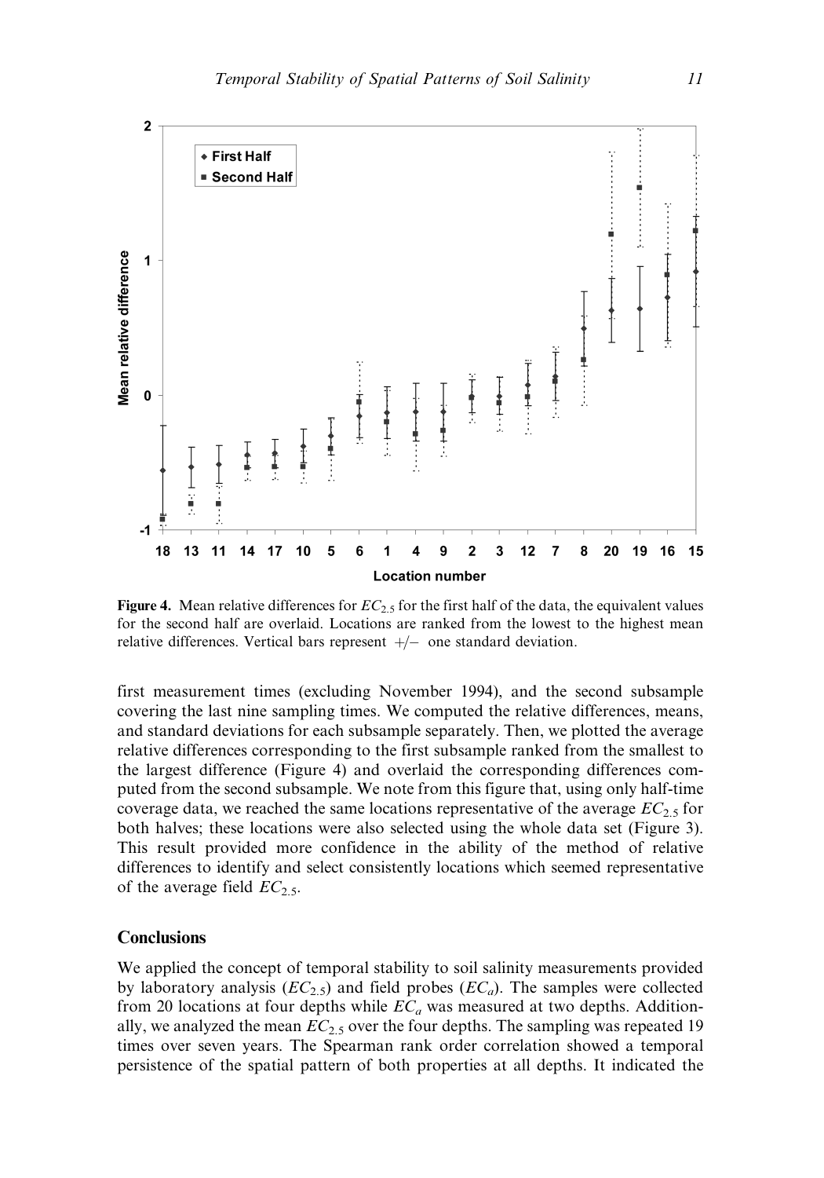**Figure 4.** Mean relative differences for $EC_{2.5}$ for the first half of the data, the equivalent values for the second half are overlaid. Locations are ranked from the lowest to the highest mean relative differences. Vertical bars represent +/− one standard deviation.

first measurement times (excluding November 1994), and the second subsample covering the last nine sampling times. We computed the relative differences, means, and standard deviations for each subsample separately. Then, we plotted the average relative differences corresponding to the first subsample ranked from the smallest to the largest difference (Figure 4) and overlaid the corresponding differences computed from the second subsample. We note from this figure that, using only half-time coverage data, we reached the same locations representative of the average $EC_{2.5}$ for both halves; these locations were also selected using the whole data set (Figure 3). This result provided more confidence in the ability of the method of relative differences to identify and select consistently locations which seemed representative of the average field $EC_{2.5}$.

## Conclusions

We applied the concept of temporal stability to soil salinity measurements provided by laboratory analysis ($EC_{2.5}$) and field probes ($EC_a$). The samples were collected from 20 locations at four depths while $EC_a$ was measured at two depths. Additionally, we analyzed the mean $EC_{2.5}$ over the four depths. The sampling was repeated 19 times over seven years. The Spearman rank order correlation showed a temporal persistence of the spatial pattern of both properties at all depths. It indicated the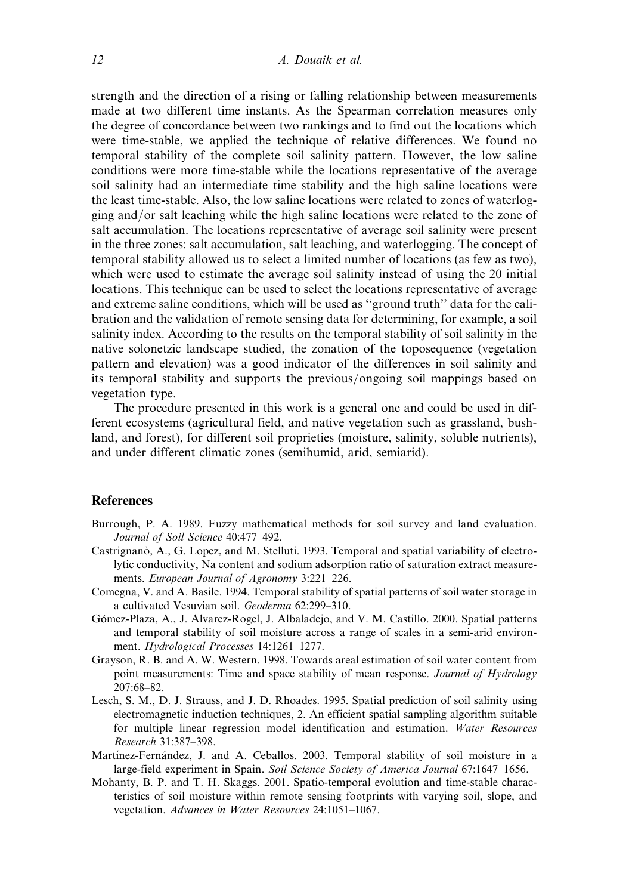strength and the direction of a rising or falling relationship between measurements made at two different time instants. As the Spearman correlation measures only the degree of concordance between two rankings and to find out the locations which were time-stable, we applied the technique of relative differences. We found no temporal stability of the complete soil salinity pattern. However, the low saline conditions were more time-stable while the locations representative of the average soil salinity had an intermediate time stability and the high saline locations were the least time-stable. Also, the low saline locations were related to zones of waterlogging and/or salt leaching while the high saline locations were related to the zone of salt accumulation. The locations representative of average soil salinity were present in the three zones: salt accumulation, salt leaching, and waterlogging. The concept of temporal stability allowed us to select a limited number of locations (as few as two), which were used to estimate the average soil salinity instead of using the 20 initial locations. This technique can be used to select the locations representative of average and extreme saline conditions, which will be used as "ground truth" data for the calibration and the validation of remote sensing data for determining, for example, a soil salinity index. According to the results on the temporal stability of soil salinity in the native solonetzic landscape studied, the zonation of the toposequence (vegetation pattern and elevation) was a good indicator of the differences in soil salinity and its temporal stability and supports the previous/ongoing soil mappings based on vegetation type.

The procedure presented in this work is a general one and could be used in different ecosystems (agricultural field, and native vegetation such as grassland, bushland, and forest), for different soil proprieties (moisture, salinity, soluble nutrients), and under different climatic zones (semihumid, arid, semiarid).

## References

Burrough, P. A. 1989. Fuzzy mathematical methods for soil survey and land evaluation. *Journal of Soil Science* 40:477–492.

Castrignanò, A., G. Lopez, and M. Stelluti. 1993. Temporal and spatial variability of electrolytic conductivity, Na content and sodium adsorption ratio of saturation extract measurements. *European Journal of Agronomy* 3:221–226.

Comegna, V. and A. Basile. 1994. Temporal stability of spatial patterns of soil water storage in a cultivated Vesuvian soil. *Geoderma* 62:299–310.

Gómez-Plaza, A., J. Alvarez-Rogel, J. Albaladejo, and V. M. Castillo. 2000. Spatial patterns and temporal stability of soil moisture across a range of scales in a semi-arid environment. *Hydrological Processes* 14:1261–1277.

Grayson, R. B. and A. W. Western. 1998. Towards areal estimation of soil water content from point measurements: Time and space stability of mean response. *Journal of Hydrology* 207:68–82.

Lesch, S. M., D. J. Strauss, and J. D. Rhoades. 1995. Spatial prediction of soil salinity using electromagnetic induction techniques, 2. An efficient spatial sampling algorithm suitable for multiple linear regression model identification and estimation. *Water Resources Research* 31:387–398.

Martínez-Fernández, J. and A. Ceballos. 2003. Temporal stability of soil moisture in a large-field experiment in Spain. *Soil Science Society of America Journal* 67:1647–1656.

Mohanty, B. P. and T. H. Skaggs. 2001. Spatio-temporal evolution and time-stable characteristics of soil moisture within remote sensing footprints with varying soil, slope, and vegetation. *Advances in Water Resources* 24:1051–1067.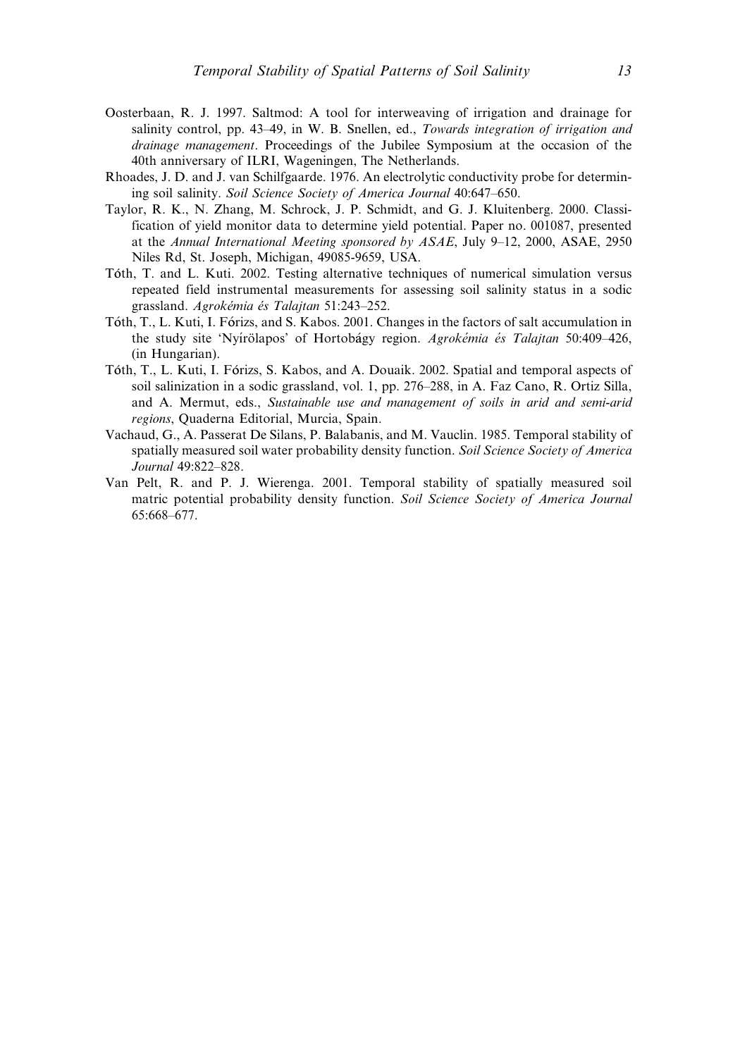Oosterbaan, R. J. 1997. Saltmod: A tool for interweaving of irrigation and drainage for salinity control, pp. 43–49, in W. B. Snellen, ed., *Towards integration of irrigation and drainage management*. Proceedings of the Jubilee Symposium at the occasion of the 40th anniversary of ILRI, Wageningen, The Netherlands.

Rhoades, J. D. and J. van Schilfgaarde. 1976. An electrolytic conductivity probe for determining soil salinity. *Soil Science Society of America Journal* 40:647–650.

Taylor, R. K., N. Zhang, M. Schrock, J. P. Schmidt, and G. J. Kluitenberg. 2000. Classification of yield monitor data to determine yield potential. Paper no. 001087, presented at the *Annual International Meeting sponsored by ASAE*, July 9–12, 2000, ASAE, 2950 Niles Rd, St. Joseph, Michigan, 49085-9659, USA.

Tóth, T. and L. Kuti. 2002. Testing alternative techniques of numerical simulation versus repeated field instrumental measurements for assessing soil salinity status in a sodic grassland. *Agrokémia és Talajtan* 51:243–252.

Tóth, T., L. Kuti, I. Fórizs, and S. Kabos. 2001. Changes in the factors of salt accumulation in the study site 'Nyírölapos' of Hortobágy region. *Agrokémia és Talajtan* 50:409–426, (in Hungarian).

Tóth, T., L. Kuti, I. Fórizs, S. Kabos, and A. Douaik. 2002. Spatial and temporal aspects of soil salinization in a sodic grassland, vol. 1, pp. 276–288, in A. Faz Cano, R. Ortiz Silla, and A. Mermut, eds., *Sustainable use and management of soils in arid and semi-arid regions*, Quaderna Editorial, Murcia, Spain.

Vachaud, G., A. Passerat De Silans, P. Balabanis, and M. Vauclin. 1985. Temporal stability of spatially measured soil water probability density function. *Soil Science Society of America Journal* 49:822–828.

Van Pelt, R. and P. J. Wierenga. 2001. Temporal stability of spatially measured soil matric potential probability density function. *Soil Science Society of America Journal* 65:668–677.